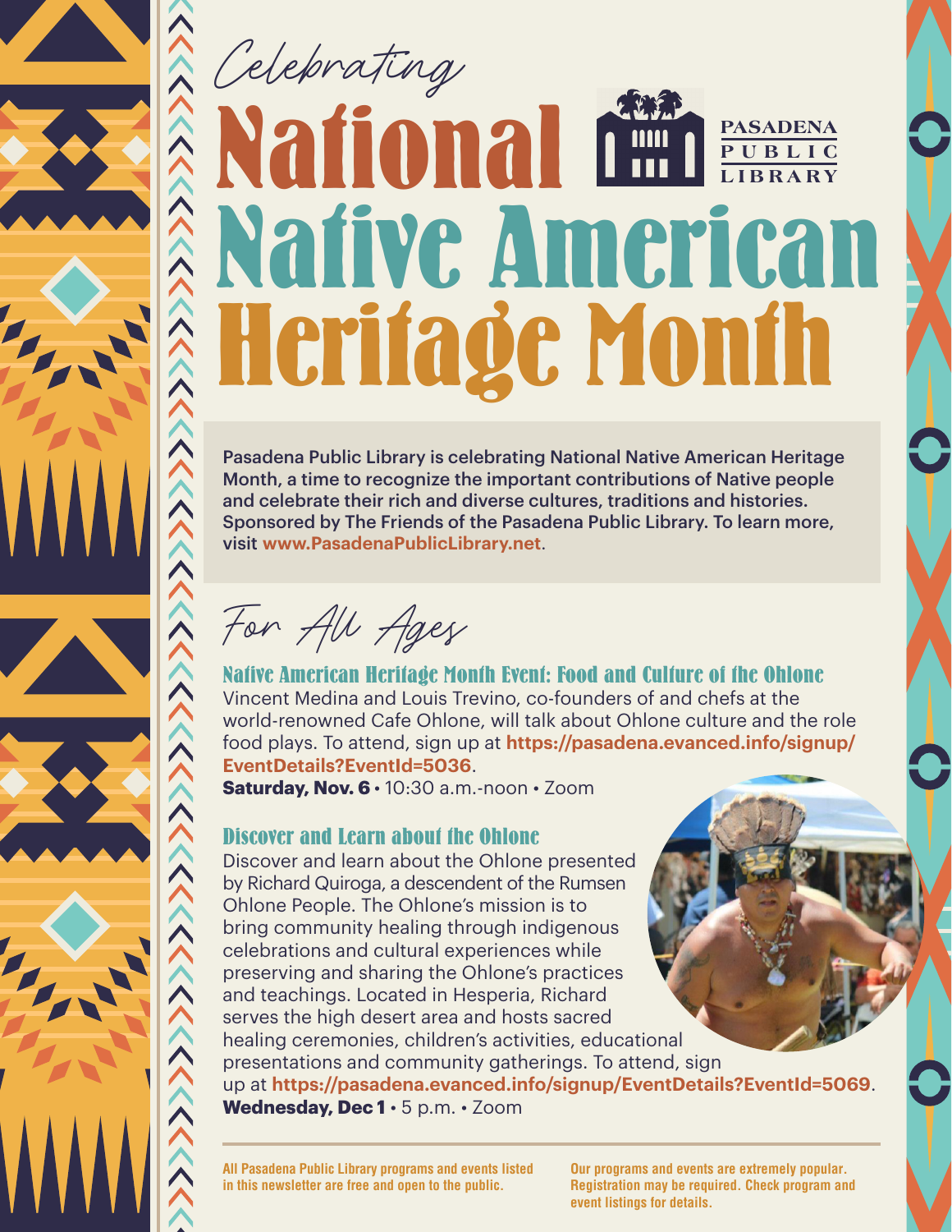*Celebrating*

# National Native American Heritage Month

PASADENA PUBLIC LIBRARY

**Pasadena Public Library is celebrating National Native American Heritage Month, a time to recognize the important contributions of Native people and celebrate their rich and diverse cultures, traditions and histories. Sponsored by The Friends of the Pasadena Public Library. To learn more, visit www.PasadenaPublicLibrary.net.**

## *For All Ages*

### Native American Heritage Month Event: Food and Culture of the Ohlone

Vincent Medina and Louis Trevino, co-founders of and chefs at the world-renowned Cafe Ohlone, will talk about Ohlone culture and the role food plays. To attend, sign up at **https://pasadena.evanced.info/signup/EventDetails?EventId=5036**.

**Saturday, Nov. 6** • 10:30 a.m.-noon • Zoom

### Discover and Learn about the Ohlone

Discover and learn about the Ohlone presented by Richard Quiroga, a descendent of the Rumsen Ohlone People. The Ohlone's mission is to bring community healing through indigenous celebrations and cultural experiences while preserving and sharing the Ohlone's practices and teachings. Located in Hesperia, Richard serves the high desert area and hosts sacred healing ceremonies, children's activities, educational presentations and community gatherings. To attend, sign up at **https://pasadena.evanced.info/signup/EventDetails?EventId=5069**.

**Wednesday, Dec 1** • 5 p.m. • Zoom

---

**All Pasadena Public Library programs and events listed in this newsletter are free and open to the public.**

**Our programs and events are extremely popular. Registration may be required. Check program and event listings for details.**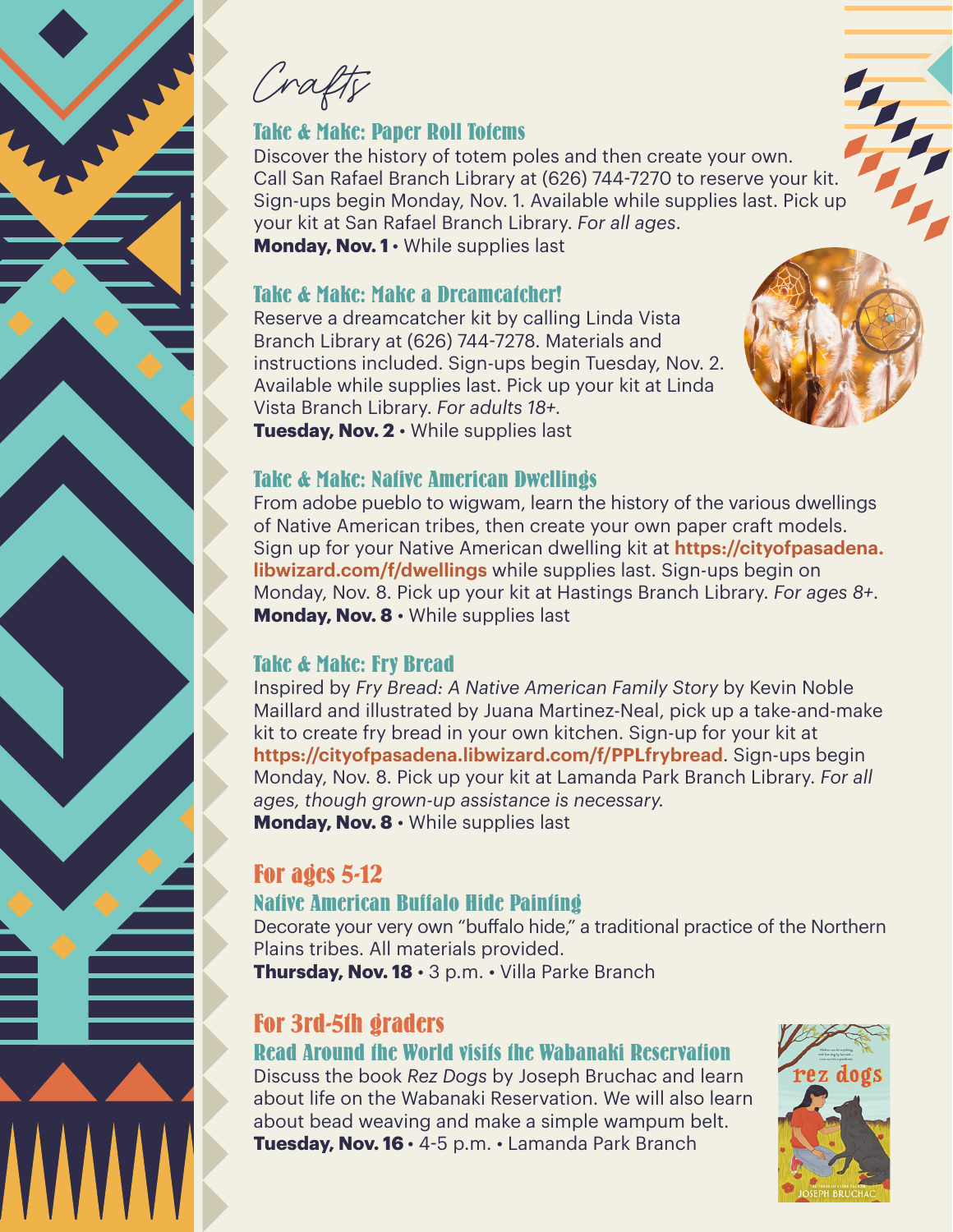# Crafts

## Take & Make: Paper Roll Totems

Discover the history of totem poles and then create your own. Call San Rafael Branch Library at (626) 744-7270 to reserve your kit. Sign-ups begin Monday, Nov. 1. Available while supplies last. Pick up your kit at San Rafael Branch Library. *For all ages*.

**Monday, Nov. 1** • While supplies last

## Take & Make: Make a Dreamcatcher!

Reserve a dreamcatcher kit by calling Linda Vista Branch Library at (626) 744-7278. Materials and instructions included. Sign-ups begin Tuesday, Nov. 2. Available while supplies last. Pick up your kit at Linda Vista Branch Library. *For adults 18+*.

**Tuesday, Nov. 2** • While supplies last

## Take & Make: Native American Dwellings

From adobe pueblo to wigwam, learn the history of the various dwellings of Native American tribes, then create your own paper craft models. Sign up for your Native American dwelling kit at **https://cityofpasadena.libwizard.com/f/dwellings** while supplies last. Sign-ups begin on Monday, Nov. 8. Pick up your kit at Hastings Branch Library. *For ages 8+*.

**Monday, Nov. 8** • While supplies last

## Take & Make: Fry Bread

Inspired by *Fry Bread: A Native American Family Story* by Kevin Noble Maillard and illustrated by Juana Martinez-Neal, pick up a take-and-make kit to create fry bread in your own kitchen. Sign-up for your kit at **https://cityofpasadena.libwizard.com/f/PPLfrybread**. Sign-ups begin Monday, Nov. 8. Pick up your kit at Lamanda Park Branch Library. *For all ages, though grown-up assistance is necessary.*

**Monday, Nov. 8** • While supplies last

# For ages 5-12

## Native American Buffalo Hide Painting

Decorate your very own "buffalo hide," a traditional practice of the Northern Plains tribes. All materials provided.

**Thursday, Nov. 18** • 3 p.m. • Villa Parke Branch

# For 3rd-5th graders

## Read Around the World visits the Wabanaki Reservation

Discuss the book *Rez Dogs* by Joseph Bruchac and learn about life on the Wabanaki Reservation. We will also learn about bead weaving and make a simple wampum belt.

**Tuesday, Nov. 16** • 4-5 p.m. • Lamanda Park Branch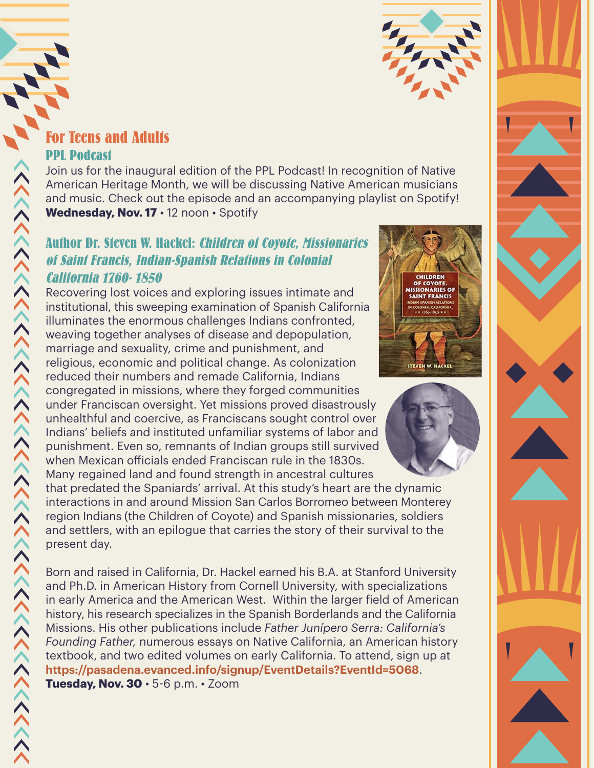## For Teens and Adults

### PPL Podcast

Join us for the inaugural edition of the PPL Podcast! In recognition of Native American Heritage Month, we will be discussing Native American musicians and music. Check out the episode and an accompanying playlist on Spotify!
**Wednesday, Nov. 17** • 12 noon • Spotify

### Author Dr. Steven W. Hackel: *Children of Coyote, Missionaries of Saint Francis, Indian-Spanish Relations in Colonial California 1760- 1850*

Recovering lost voices and exploring issues intimate and institutional, this sweeping examination of Spanish California illuminates the enormous challenges Indians confronted, weaving together analyses of disease and depopulation, marriage and sexuality, crime and punishment, and religious, economic and political change. As colonization reduced their numbers and remade California, Indians congregated in missions, where they forged communities under Franciscan oversight. Yet missions proved disastrously unhealthful and coercive, as Franciscans sought control over Indians' beliefs and instituted unfamiliar systems of labor and punishment. Even so, remnants of Indian groups still survived when Mexican officials ended Franciscan rule in the 1830s. Many regained land and found strength in ancestral cultures that predated the Spaniards' arrival. At this study's heart are the dynamic interactions in and around Mission San Carlos Borromeo between Monterey region Indians (the Children of Coyote) and Spanish missionaries, soldiers and settlers, with an epilogue that carries the story of their survival to the present day.

Born and raised in California, Dr. Hackel earned his B.A. at Stanford University and Ph.D. in American History from Cornell University, with specializations in early America and the American West. Within the larger field of American history, his research specializes in the Spanish Borderlands and the California Missions. His other publications include *Father Junípero Serra: California's Founding Father,* numerous essays on Native California, an American history textbook, and two edited volumes on early California. To attend, sign up at **https://pasadena.evanced.info/signup/EventDetails?EventId=5068**.
**Tuesday, Nov. 30** • 5-6 p.m. • Zoom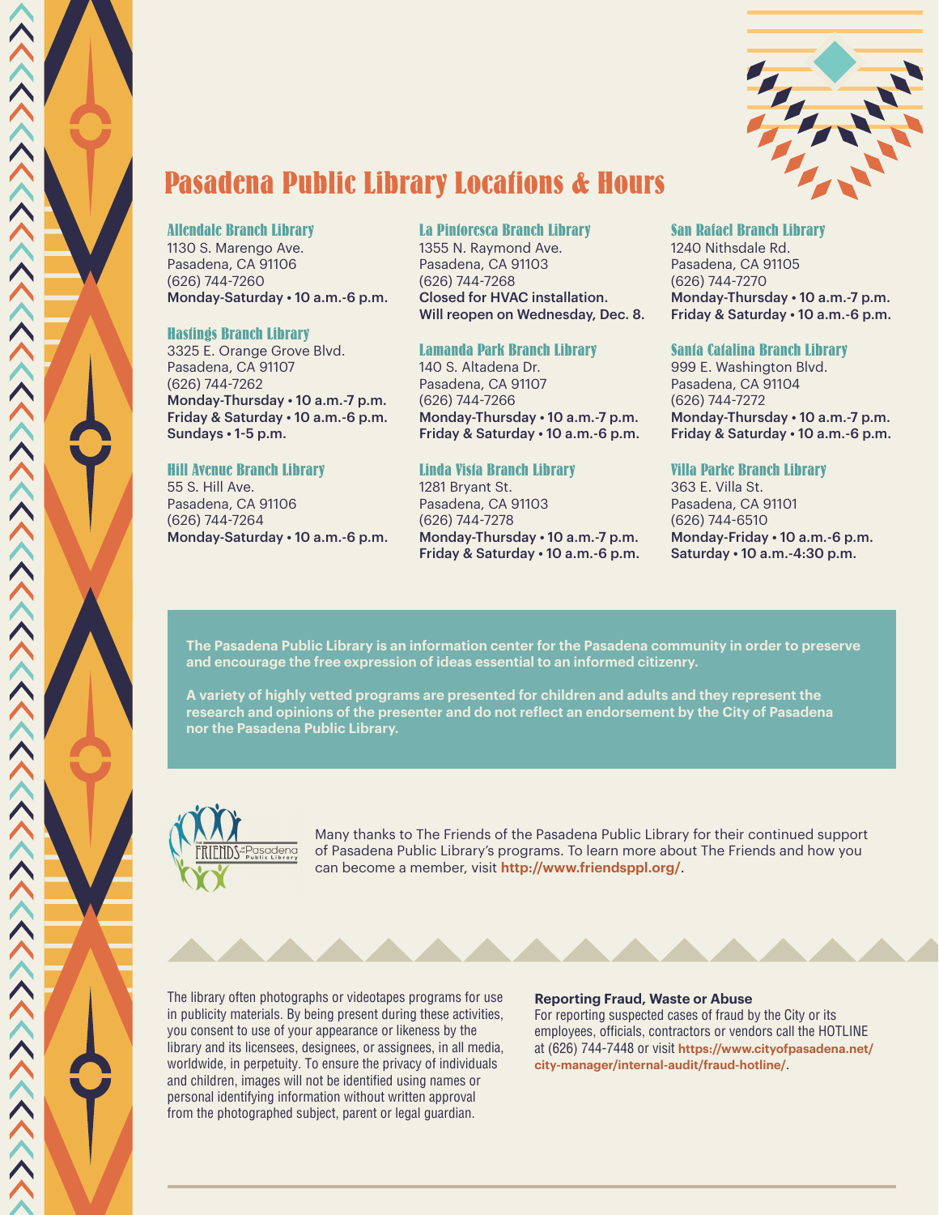# Pasadena Public Library Locations & Hours

### Allendale Branch Library
1130 S. Marengo Ave.
Pasadena, CA 91106
(626) 744-7260
**Monday-Saturday • 10 a.m.-6 p.m.**

### Hastings Branch Library
3325 E. Orange Grove Blvd.
Pasadena, CA 91107
(626) 744-7262
**Monday-Thursday • 10 a.m.-7 p.m.**
**Friday & Saturday • 10 a.m.-6 p.m.**
**Sundays • 1-5 p.m.**

### Hill Avenue Branch Library
55 S. Hill Ave.
Pasadena, CA 91106
(626) 744-7264
**Monday-Saturday • 10 a.m.-6 p.m.**

### La Pintoresca Branch Library
1355 N. Raymond Ave.
Pasadena, CA 91103
(626) 744-7268
**Closed for HVAC installation.**
**Will reopen on Wednesday, Dec. 8.**

### Lamanda Park Branch Library
140 S. Altadena Dr.
Pasadena, CA 91107
(626) 744-7266
**Monday-Thursday • 10 a.m.-7 p.m.**
**Friday & Saturday • 10 a.m.-6 p.m.**

### Linda Vista Branch Library
1281 Bryant St.
Pasadena, CA 91103
(626) 744-7278
**Monday-Thursday • 10 a.m.-7 p.m.**
**Friday & Saturday • 10 a.m.-6 p.m.**

### San Rafael Branch Library
1240 Nithsdale Rd.
Pasadena, CA 91105
(626) 744-7270
**Monday-Thursday • 10 a.m.-7 p.m.**
**Friday & Saturday • 10 a.m.-6 p.m.**

### Santa Catalina Branch Library
999 E. Washington Blvd.
Pasadena, CA 91104
(626) 744-7272
**Monday-Thursday • 10 a.m.-7 p.m.**
**Friday & Saturday • 10 a.m.-6 p.m.**

### Villa Parke Branch Library
363 E. Villa St.
Pasadena, CA 91101
(626) 744-6510
**Monday-Friday • 10 a.m.-6 p.m.**
**Saturday • 10 a.m.-4:30 p.m.**

**The Pasadena Public Library is an information center for the Pasadena community in order to preserve and encourage the free expression of ideas essential to an informed citizenry.**

**A variety of highly vetted programs are presented for children and adults and they represent the research and opinions of the presenter and do not reflect an endorsement by the City of Pasadena nor the Pasadena Public Library.**

THE FRIENDS of the Pasadena Public Library

Many thanks to The Friends of the Pasadena Public Library for their continued support of Pasadena Public Library's programs. To learn more about The Friends and how you can become a member, visit **http://www.friendsppl.org/**.

The library often photographs or videotapes programs for use in publicity materials. By being present during these activities, you consent to use of your appearance or likeness by the library and its licensees, designees, or assignees, in all media, worldwide, in perpetuity. To ensure the privacy of individuals and children, images will not be identified using names or personal identifying information without written approval from the photographed subject, parent or legal guardian.

**Reporting Fraud, Waste or Abuse**
For reporting suspected cases of fraud by the City or its employees, officials, contractors or vendors call the HOTLINE at (626) 744-7448 or visit **https://www.cityofpasadena.net/city-manager/internal-audit/fraud-hotline/**.